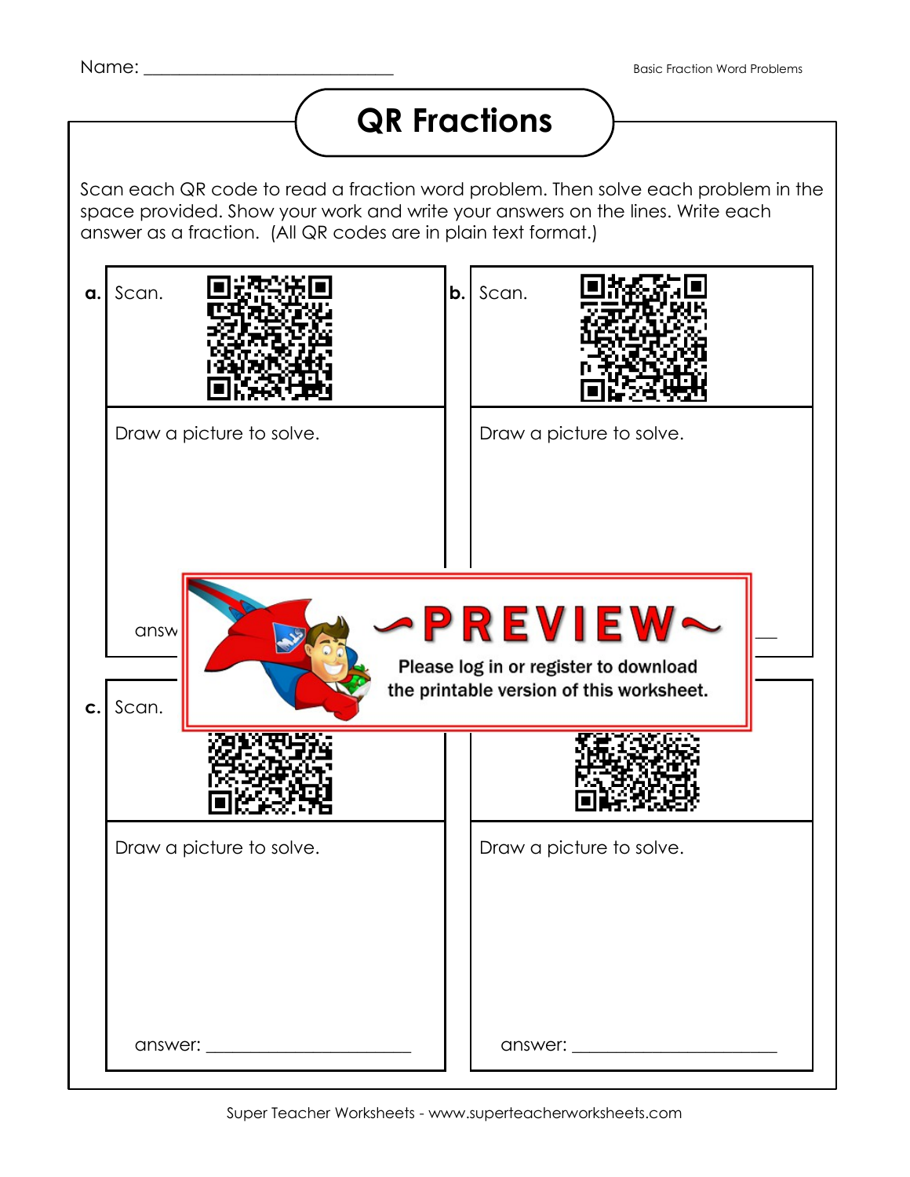Name: ___________________________

# QR Fractions

Scan each QR code to read a fraction word problem. Then solve each problem in the space provided. Show your work and write your answers on the lines. Write each answer as a fraction. (All QR codes are in plain text format.)

**a.** Scan.

Draw a picture to solve.

answ

**b.** Scan.

Draw a picture to solve.

~PREVIEW~

Please log in or register to download the printable version of this worksheet.

**c.** Scan.

Draw a picture to solve.

answer: ______________________

Draw a picture to solve.

answer: ______________________

Super Teacher Worksheets - www.superteacherworksheets.com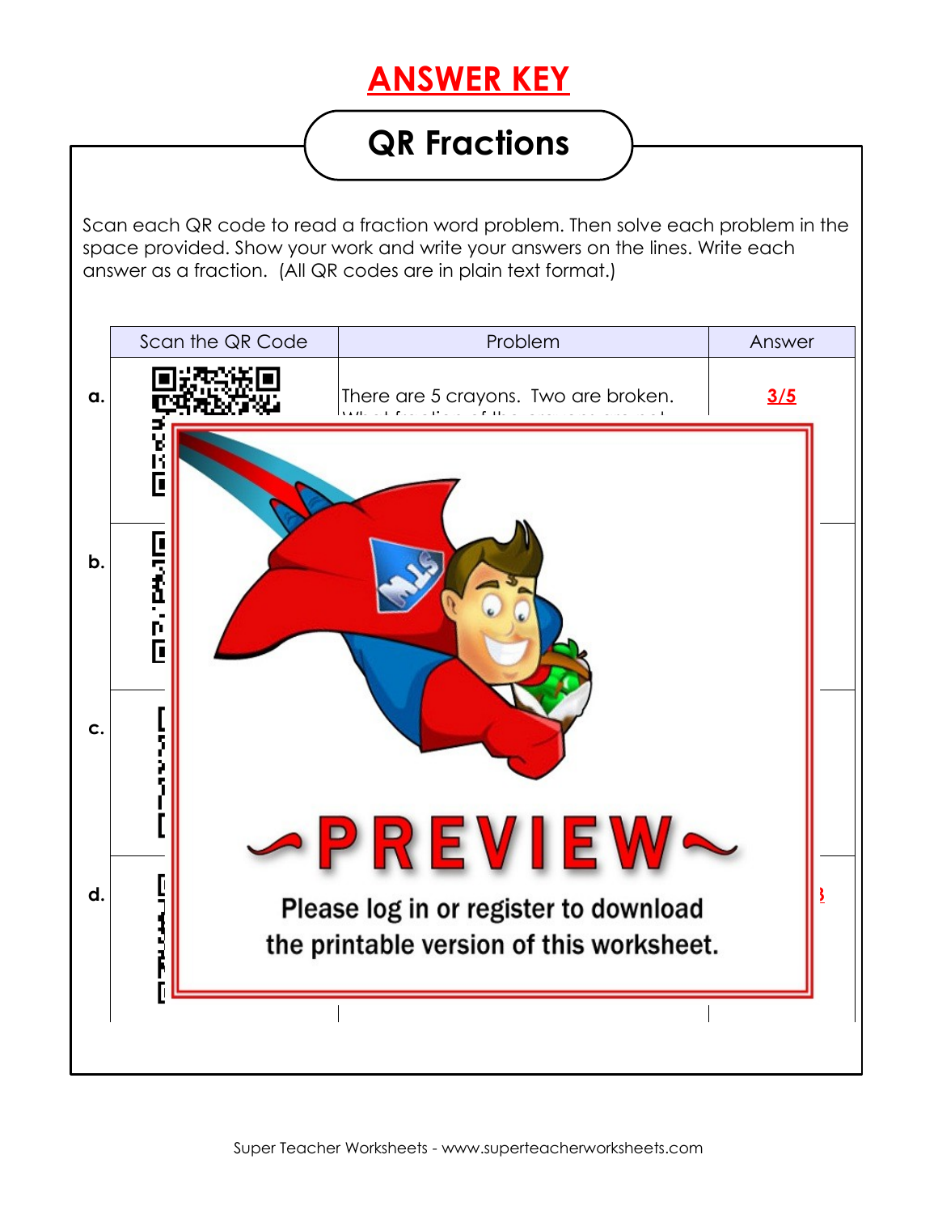# ANSWER KEY

## QR Fractions

Scan each QR code to read a fraction word problem. Then solve each problem in the space provided. Show your work and write your answers on the lines. Write each answer as a fraction. (All QR codes are in plain text format.)

| | Scan the QR Code | Problem | Answer |
|---|---|---|---|
| a. | | There are 5 crayons. Two are broken. | 3/5 |
| b. | | | |
| c. | | | |
| d. | | | |

~PREVIEW~

Please log in or register to download the printable version of this worksheet.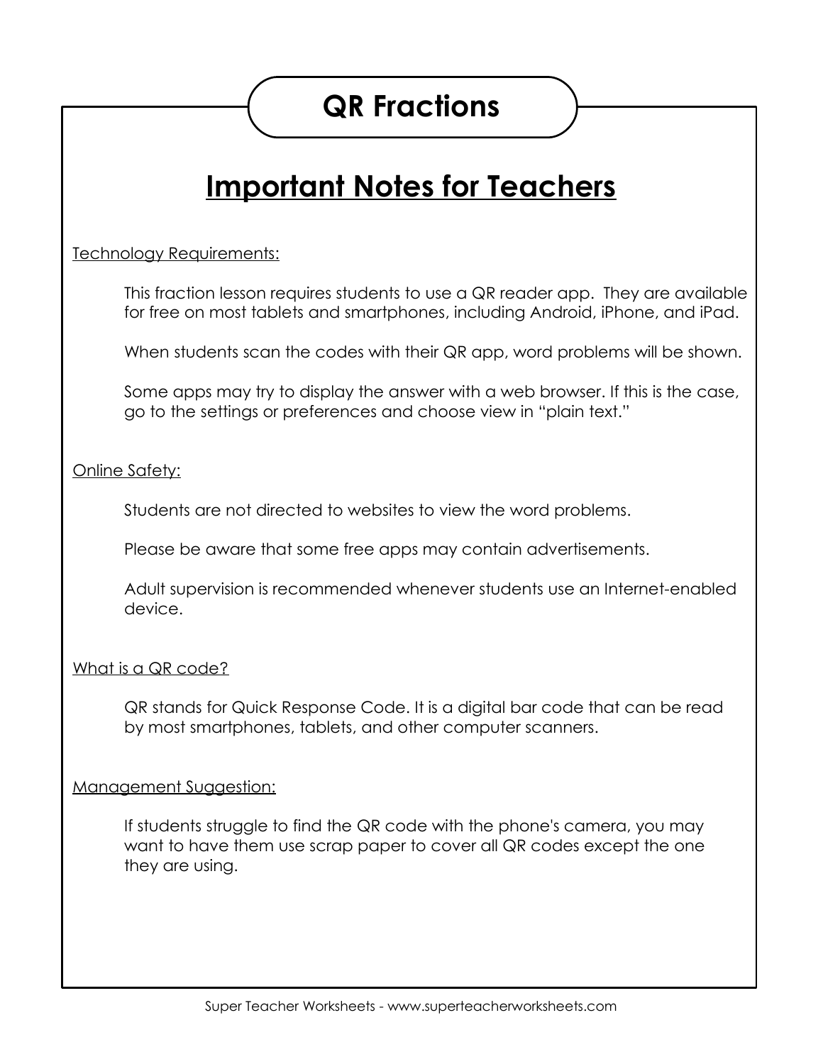# QR Fractions

## Important Notes for Teachers

Technology Requirements:

This fraction lesson requires students to use a QR reader app. They are available for free on most tablets and smartphones, including Android, iPhone, and iPad.

When students scan the codes with their QR app, word problems will be shown.

Some apps may try to display the answer with a web browser. If this is the case, go to the settings or preferences and choose view in "plain text."

Online Safety:

Students are not directed to websites to view the word problems.

Please be aware that some free apps may contain advertisements.

Adult supervision is recommended whenever students use an Internet-enabled device.

What is a QR code?

QR stands for Quick Response Code. It is a digital bar code that can be read by most smartphones, tablets, and other computer scanners.

Management Suggestion:

If students struggle to find the QR code with the phone's camera, you may want to have them use scrap paper to cover all QR codes except the one they are using.